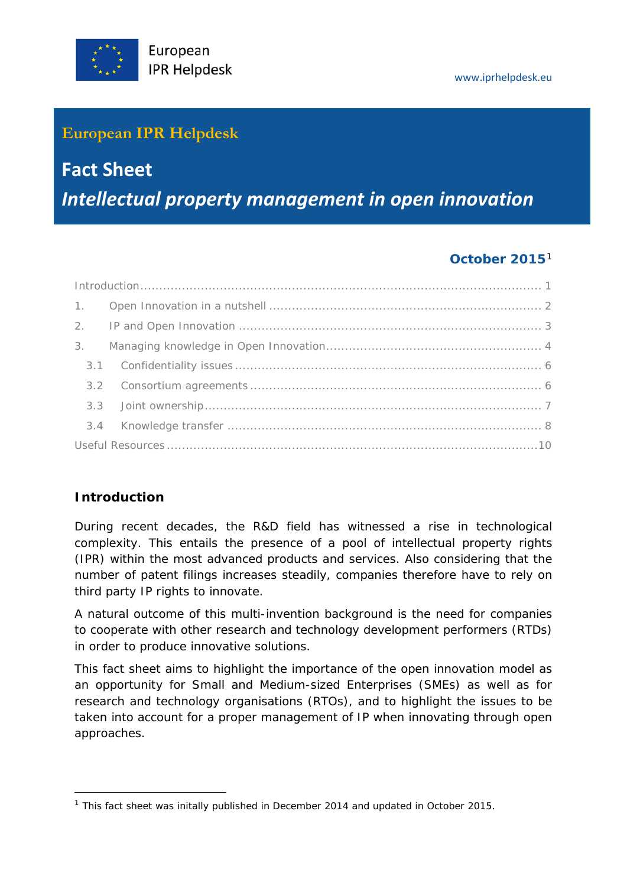European IPR Helpdesk

www.iprhelpdesk.eu

**European IPR Helpdesk**

# Fact Sheet

## *Intellectual property management in open innovation*

**October 2015**[1]

Introduction ........................................................................................................ 1
1. Open Innovation in a nutshell ...................................................................... 2
2. IP and Open Innovation .............................................................................. 3
3. Managing knowledge in Open Innovation........................................................ 4
 3.1 Confidentiality issues ................................................................................ 6
 3.2 Consortium agreements ........................................................................... 6
 3.3 Joint ownership........................................................................................ 7
 3.4 Knowledge transfer .................................................................................. 8
Useful Resources .................................................................................................10

## Introduction

During recent decades, the R&D field has witnessed a rise in technological complexity. This entails the presence of a pool of intellectual property rights (IPR) within the most advanced products and services. Also considering that the number of patent filings increases steadily, companies therefore have to rely on third party IP rights to innovate.

A natural outcome of this multi-invention background is the need for companies to cooperate with other research and technology development performers (RTDs) in order to produce innovative solutions.

This fact sheet aims to highlight the importance of the open innovation model as an opportunity for Small and Medium-sized Enterprises (SMEs) as well as for research and technology organisations (RTOs), and to highlight the issues to be taken into account for a proper management of IP when innovating through open approaches.

[1] This fact sheet was initally published in December 2014 and updated in October 2015.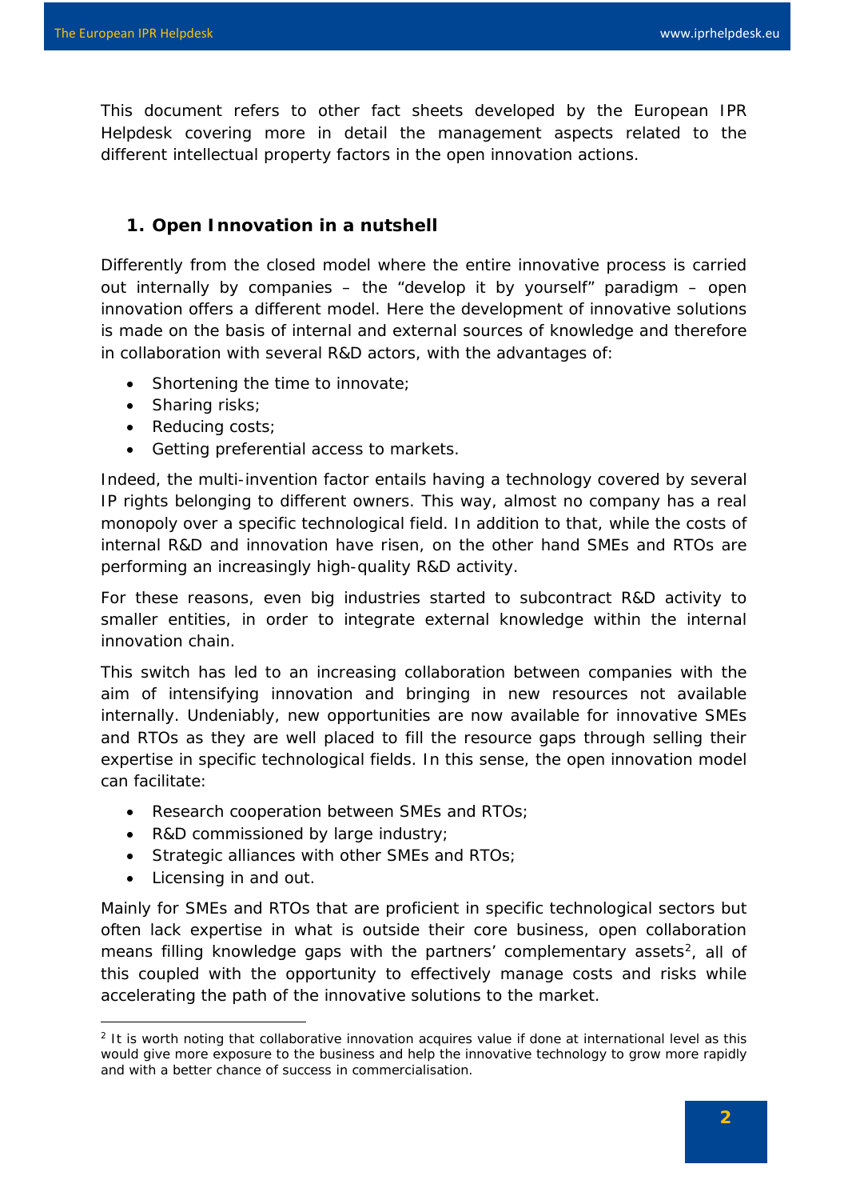This document refers to other fact sheets developed by the European IPR Helpdesk covering more in detail the management aspects related to the different intellectual property factors in the open innovation actions.

## 1. Open Innovation in a nutshell

Differently from the closed model where the entire innovative process is carried out internally by companies – the "develop it by yourself" paradigm – open innovation offers a different model. Here the development of innovative solutions is made on the basis of internal and external sources of knowledge and therefore in collaboration with several R&D actors, with the advantages of:

- Shortening the time to innovate;
- Sharing risks;
- Reducing costs;
- Getting preferential access to markets.

Indeed, the multi-invention factor entails having a technology covered by several IP rights belonging to different owners. This way, almost no company has a real monopoly over a specific technological field. In addition to that, while the costs of internal R&D and innovation have risen, on the other hand SMEs and RTOs are performing an increasingly high-quality R&D activity.

For these reasons, even big industries started to subcontract R&D activity to smaller entities, in order to integrate external knowledge within the internal innovation chain.

This switch has led to an increasing collaboration between companies with the aim of intensifying innovation and bringing in new resources not available internally. Undeniably, new opportunities are now available for innovative SMEs and RTOs as they are well placed to fill the resource gaps through selling their expertise in specific technological fields. In this sense, the open innovation model can facilitate:

- Research cooperation between SMEs and RTOs;
- R&D commissioned by large industry;
- Strategic alliances with other SMEs and RTOs;
- Licensing in and out.

Mainly for SMEs and RTOs that are proficient in specific technological sectors but often lack expertise in what is outside their core business, open collaboration means filling knowledge gaps with the partners' complementary assets[2], all of this coupled with the opportunity to effectively manage costs and risks while accelerating the path of the innovative solutions to the market.

[2] It is worth noting that collaborative innovation acquires value if done at international level as this would give more exposure to the business and help the innovative technology to grow more rapidly and with a better chance of success in commercialisation.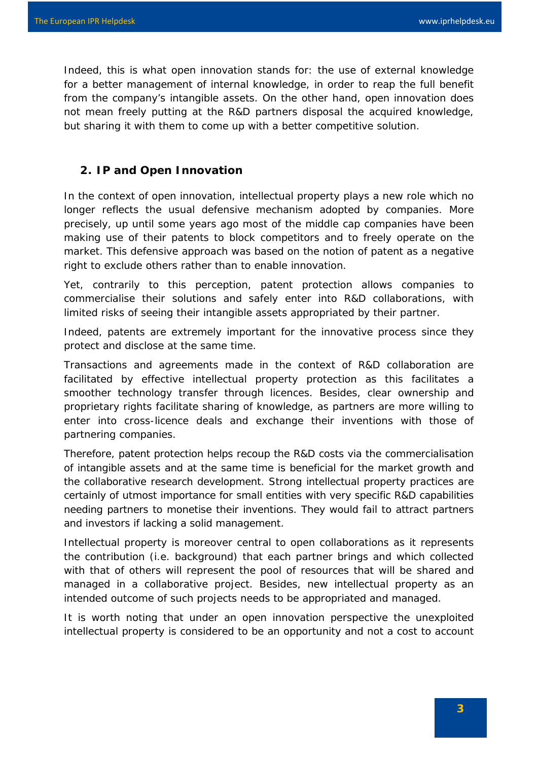Indeed, this is what open innovation stands for: the use of external knowledge for a better management of internal knowledge, in order to reap the full benefit from the company's intangible assets. On the other hand, open innovation does not mean freely putting at the R&D partners disposal the acquired knowledge, but sharing it with them to come up with a better competitive solution.

## 2. IP and Open Innovation

In the context of open innovation, intellectual property plays a new role which no longer reflects the usual defensive mechanism adopted by companies. More precisely, up until some years ago most of the middle cap companies have been making use of their patents to block competitors and to freely operate on the market. This defensive approach was based on the notion of patent as a negative right to exclude others rather than to enable innovation.

Yet, contrarily to this perception, patent protection allows companies to commercialise their solutions and safely enter into R&D collaborations, with limited risks of seeing their intangible assets appropriated by their partner.

Indeed, patents are extremely important for the innovative process since they protect and disclose at the same time.

Transactions and agreements made in the context of R&D collaboration are facilitated by effective intellectual property protection as this facilitates a smoother technology transfer through licences. Besides, clear ownership and proprietary rights facilitate sharing of knowledge, as partners are more willing to enter into cross-licence deals and exchange their inventions with those of partnering companies.

Therefore, patent protection helps recoup the R&D costs via the commercialisation of intangible assets and at the same time is beneficial for the market growth and the collaborative research development. Strong intellectual property practices are certainly of utmost importance for small entities with very specific R&D capabilities needing partners to monetise their inventions. They would fail to attract partners and investors if lacking a solid management.

Intellectual property is moreover central to open collaborations as it represents the contribution (i.e. background) that each partner brings and which collected with that of others will represent the pool of resources that will be shared and managed in a collaborative project. Besides, new intellectual property as an intended outcome of such projects needs to be appropriated and managed.

It is worth noting that under an open innovation perspective the unexploited intellectual property is considered to be an opportunity and not a cost to account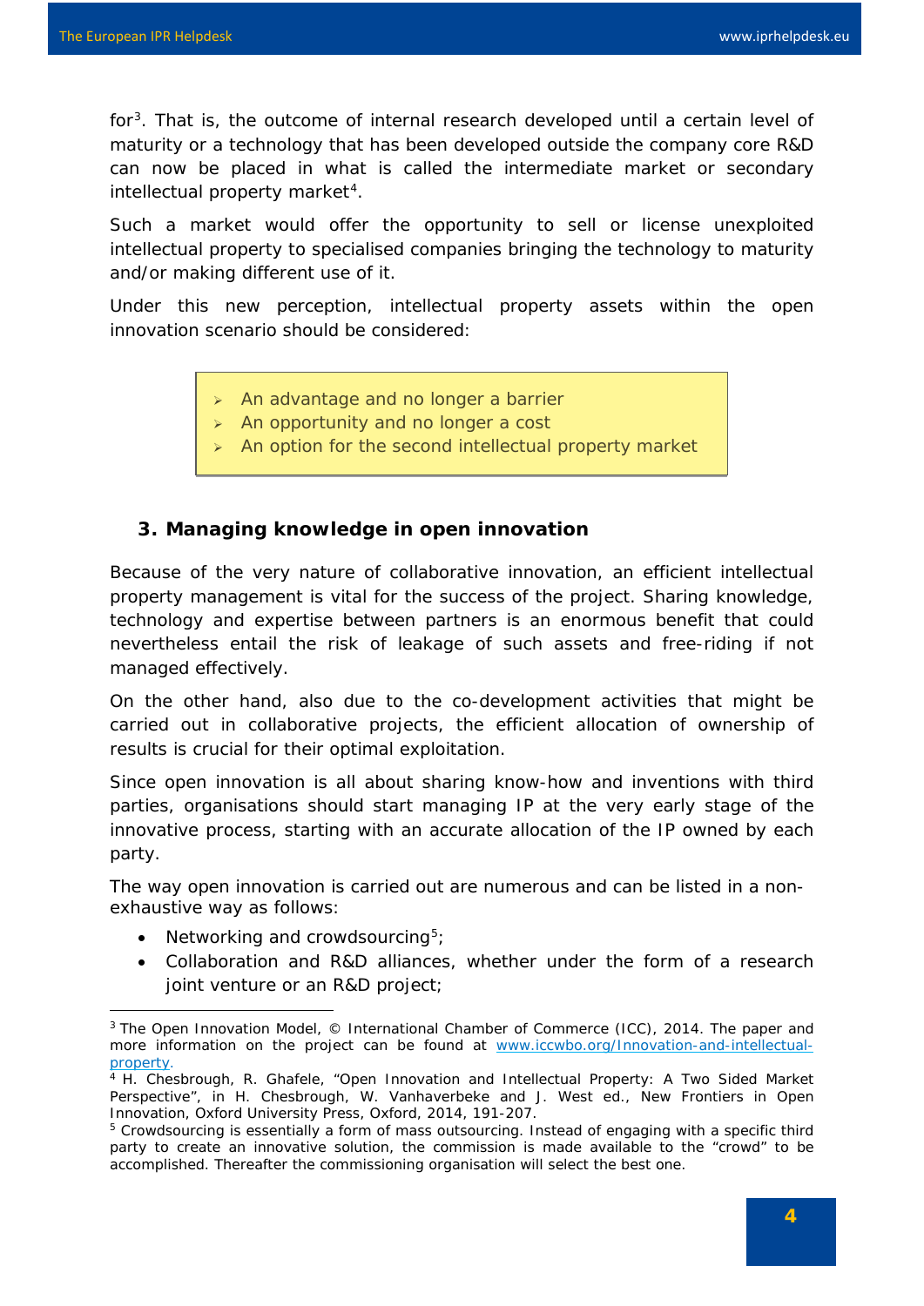for[3]. That is, the outcome of internal research developed until a certain level of maturity or a technology that has been developed outside the company core R&D can now be placed in what is called the intermediate market or secondary intellectual property market[4].

Such a market would offer the opportunity to sell or license unexploited intellectual property to specialised companies bringing the technology to maturity and/or making different use of it.

Under this new perception, intellectual property assets within the open innovation scenario should be considered:

> - An advantage and no longer a barrier
> - An opportunity and no longer a cost
> - An option for the second intellectual property market

## 3. Managing knowledge in open innovation

Because of the very nature of collaborative innovation, an efficient intellectual property management is vital for the success of the project. Sharing knowledge, technology and expertise between partners is an enormous benefit that could nevertheless entail the risk of leakage of such assets and free-riding if not managed effectively.

On the other hand, also due to the co-development activities that might be carried out in collaborative projects, the efficient allocation of ownership of results is crucial for their optimal exploitation.

Since open innovation is all about sharing know-how and inventions with third parties, organisations should start managing IP at the very early stage of the innovative process, starting with an accurate allocation of the IP owned by each party.

The way open innovation is carried out are numerous and can be listed in a non-exhaustive way as follows:

- Networking and crowdsourcing[5];
- Collaboration and R&D alliances, whether under the form of a research joint venture or an R&D project;

---

[3] The Open Innovation Model, © International Chamber of Commerce (ICC), 2014. The paper and more information on the project can be found at [www.iccwbo.org/Innovation-and-intellectual-property](http://www.iccwbo.org/Innovation-and-intellectual-property).

[4] H. Chesbrough, R. Ghafele, "Open Innovation and Intellectual Property: A Two Sided Market Perspective", in H. Chesbrough, W. Vanhaverbeke and J. West ed., New Frontiers in Open Innovation, Oxford University Press, Oxford, 2014, 191-207.

[5] Crowdsourcing is essentially a form of mass outsourcing. Instead of engaging with a specific third party to create an innovative solution, the commission is made available to the "crowd" to be accomplished. Thereafter the commissioning organisation will select the best one.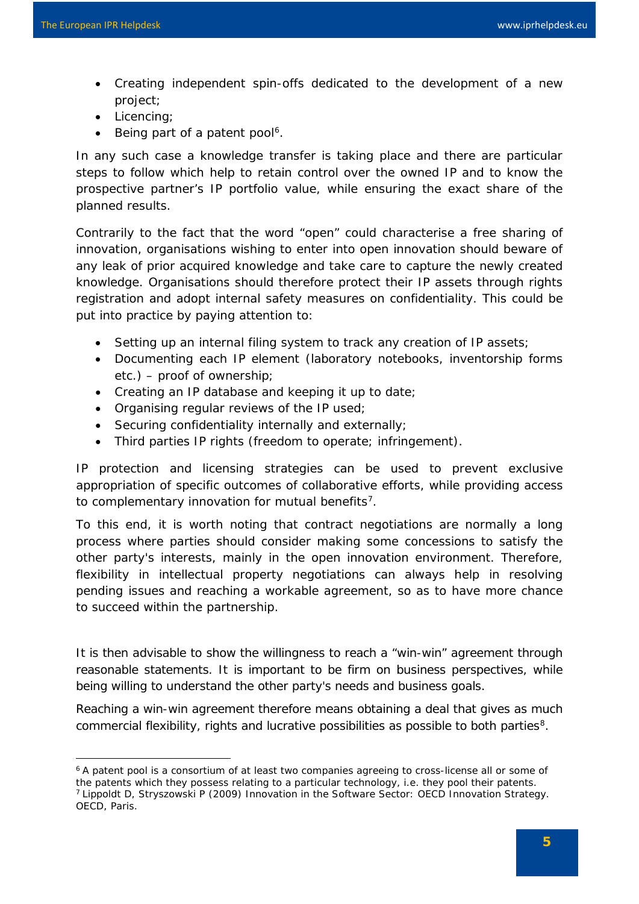- Creating independent spin-offs dedicated to the development of a new project;
- Licencing;
- Being part of a patent pool[6].

In any such case a knowledge transfer is taking place and there are particular steps to follow which help to retain control over the owned IP and to know the prospective partner's IP portfolio value, while ensuring the exact share of the planned results.

Contrarily to the fact that the word "open" could characterise a free sharing of innovation, organisations wishing to enter into open innovation should beware of any leak of prior acquired knowledge and take care to capture the newly created knowledge. Organisations should therefore protect their IP assets through rights registration and adopt internal safety measures on confidentiality. This could be put into practice by paying attention to:

- Setting up an internal filing system to track any creation of IP assets;
- Documenting each IP element (laboratory notebooks, inventorship forms etc.) – proof of ownership;
- Creating an IP database and keeping it up to date;
- Organising regular reviews of the IP used;
- Securing confidentiality internally and externally;
- Third parties IP rights (freedom to operate; infringement).

IP protection and licensing strategies can be used to prevent exclusive appropriation of specific outcomes of collaborative efforts, while providing access to complementary innovation for mutual benefits[7].

To this end, it is worth noting that contract negotiations are normally a long process where parties should consider making some concessions to satisfy the other party's interests, mainly in the open innovation environment. Therefore, flexibility in intellectual property negotiations can always help in resolving pending issues and reaching a workable agreement, so as to have more chance to succeed within the partnership.

It is then advisable to show the willingness to reach a "win-win" agreement through reasonable statements. It is important to be firm on business perspectives, while being willing to understand the other party's needs and business goals.

Reaching a win-win agreement therefore means obtaining a deal that gives as much commercial flexibility, rights and lucrative possibilities as possible to both parties[8].

---

[6] A patent pool is a consortium of at least two companies agreeing to cross-license all or some of the patents which they possess relating to a particular technology, i.e. they pool their patents.

[7] Lippoldt D, Stryszowski P (2009) Innovation in the Software Sector: OECD Innovation Strategy. OECD, Paris.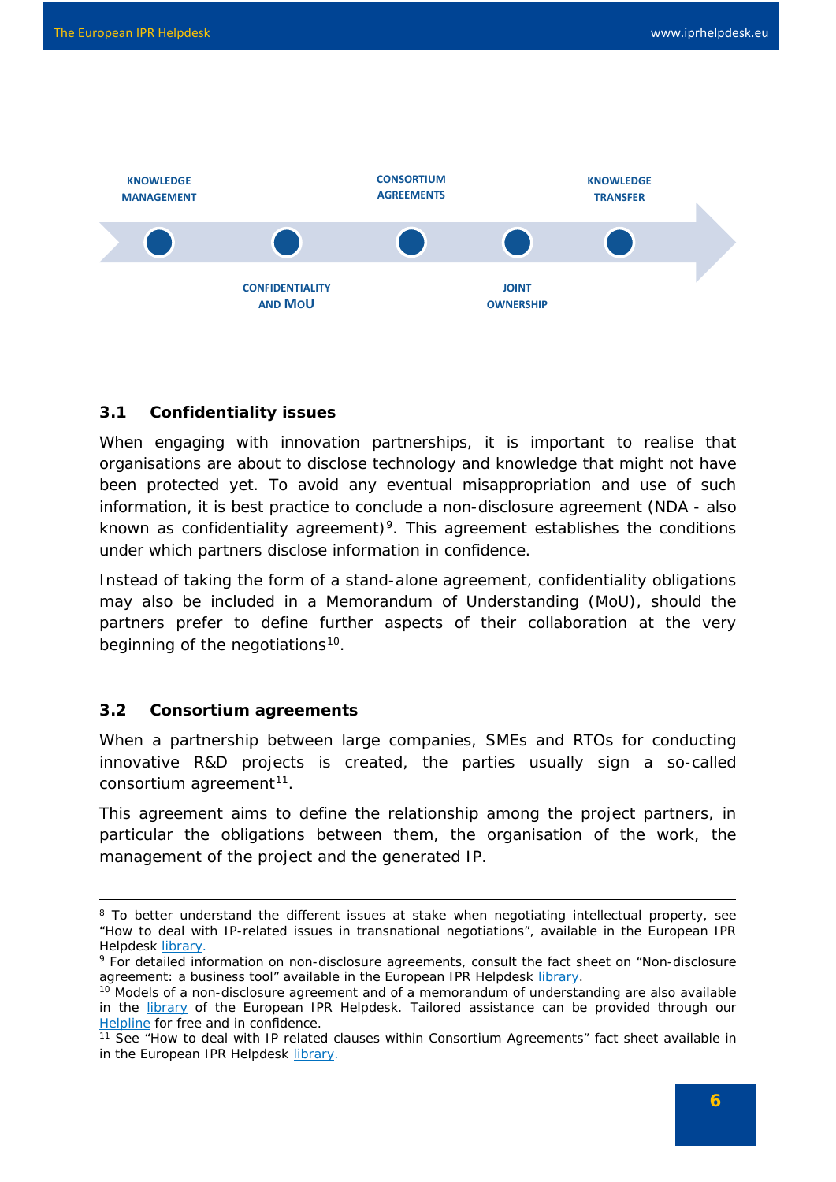KNOWLEDGE MANAGEMENT — CONFIDENTIALITY AND MoU — CONSORTIUM AGREEMENTS — JOINT OWNERSHIP — KNOWLEDGE TRANSFER

### 3.1 Confidentiality issues

When engaging with innovation partnerships, it is important to realise that organisations are about to disclose technology and knowledge that might not have been protected yet. To avoid any eventual misappropriation and use of such information, it is best practice to conclude a non-disclosure agreement (NDA - also known as confidentiality agreement)[9]. This agreement establishes the conditions under which partners disclose information in confidence.

Instead of taking the form of a stand-alone agreement, confidentiality obligations may also be included in a Memorandum of Understanding (MoU), should the partners prefer to define further aspects of their collaboration at the very beginning of the negotiations[10].

### 3.2 Consortium agreements

When a partnership between large companies, SMEs and RTOs for conducting innovative R&D projects is created, the parties usually sign a so-called consortium agreement[11].

This agreement aims to define the relationship among the project partners, in particular the obligations between them, the organisation of the work, the management of the project and the generated IP.

---

[8] To better understand the different issues at stake when negotiating intellectual property, see "How to deal with IP-related issues in transnational negotiations", available in the European IPR Helpdesk library.

[9] For detailed information on non-disclosure agreements, consult the fact sheet on "Non-disclosure agreement: a business tool" available in the European IPR Helpdesk library.

[10] Models of a non-disclosure agreement and of a memorandum of understanding are also available in the library of the European IPR Helpdesk. Tailored assistance can be provided through our Helpline for free and in confidence.

[11] See "How to deal with IP related clauses within Consortium Agreements" fact sheet available in in the European IPR Helpdesk library.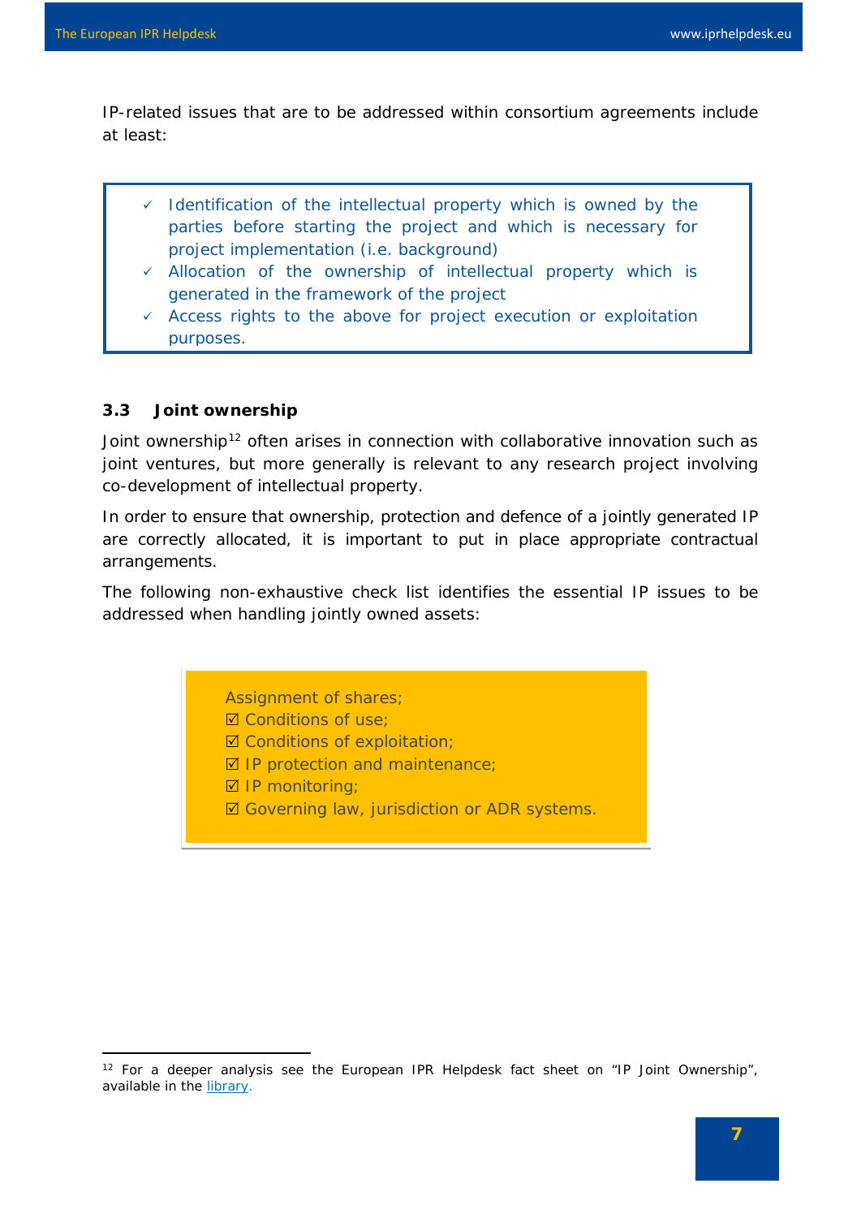IP-related issues that are to be addressed within consortium agreements include at least:

- ✓ Identification of the intellectual property which is owned by the parties before starting the project and which is necessary for project implementation (i.e. background)
- ✓ Allocation of the ownership of intellectual property which is generated in the framework of the project
- ✓ Access rights to the above for project execution or exploitation purposes.

### 3.3 Joint ownership

Joint ownership[12] often arises in connection with collaborative innovation such as joint ventures, but more generally is relevant to any research project involving co-development of intellectual property.

In order to ensure that ownership, protection and defence of a jointly generated IP are correctly allocated, it is important to put in place appropriate contractual arrangements.

The following non-exhaustive check list identifies the essential IP issues to be addressed when handling jointly owned assets:

Assignment of shares;
☑ Conditions of use;
☑ Conditions of exploitation;
☑ IP protection and maintenance;
☑ IP monitoring;
☑ Governing law, jurisdiction or ADR systems.

[12] For a deeper analysis see the European IPR Helpdesk fact sheet on "IP Joint Ownership", available in the library.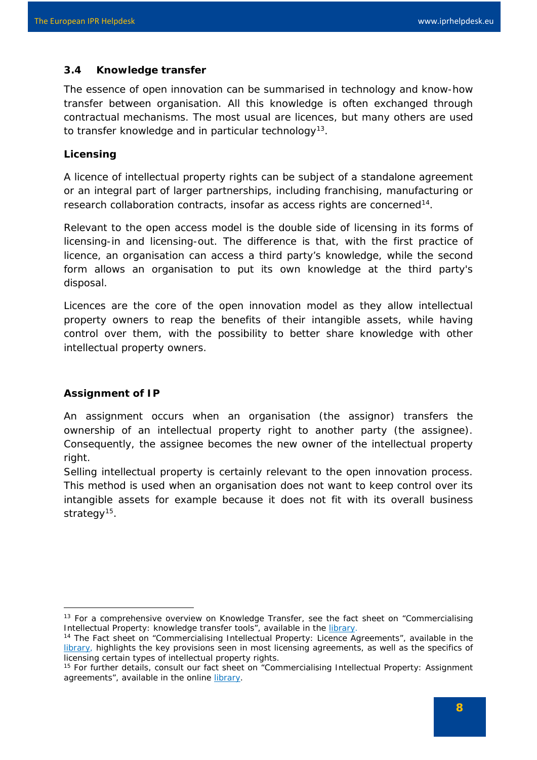### 3.4 Knowledge transfer

The essence of open innovation can be summarised in technology and know-how transfer between organisation. All this knowledge is often exchanged through contractual mechanisms. The most usual are licences, but many others are used to transfer knowledge and in particular technology[13].

**Licensing**

A licence of intellectual property rights can be subject of a standalone agreement or an integral part of larger partnerships, including franchising, manufacturing or research collaboration contracts, insofar as access rights are concerned[14].

Relevant to the open access model is the double side of licensing in its forms of licensing-in and licensing-out. The difference is that, with the first practice of licence, an organisation can access a third party's knowledge, while the second form allows an organisation to put its own knowledge at the third party's disposal.

Licences are the core of the open innovation model as they allow intellectual property owners to reap the benefits of their intangible assets, while having control over them, with the possibility to better share knowledge with other intellectual property owners.

**Assignment of IP**

An assignment occurs when an organisation (the assignor) transfers the ownership of an intellectual property right to another party (the assignee). Consequently, the assignee becomes the new owner of the intellectual property right.

Selling intellectual property is certainly relevant to the open innovation process. This method is used when an organisation does not want to keep control over its intangible assets for example because it does not fit with its overall business strategy[15].

---

[13] For a comprehensive overview on Knowledge Transfer, see the fact sheet on "Commercialising Intellectual Property: knowledge transfer tools", available in the library.

[14] The Fact sheet on "Commercialising Intellectual Property: Licence Agreements", available in the library, highlights the key provisions seen in most licensing agreements, as well as the specifics of licensing certain types of intellectual property rights.

[15] For further details, consult our fact sheet on "Commercialising Intellectual Property: Assignment agreements", available in the online library.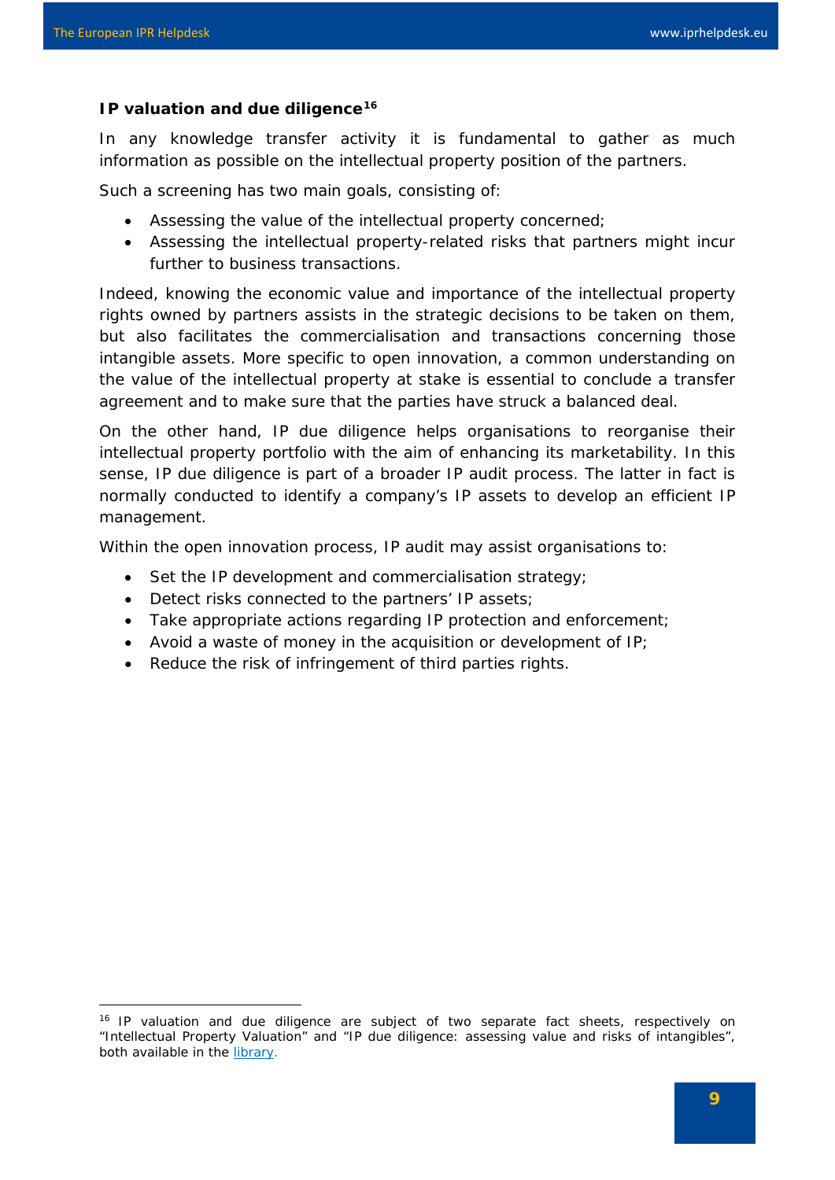**IP valuation and due diligence**[16]

In any knowledge transfer activity it is fundamental to gather as much information as possible on the intellectual property position of the partners.

Such a screening has two main goals, consisting of:

- Assessing the value of the intellectual property concerned;
- Assessing the intellectual property-related risks that partners might incur further to business transactions.

Indeed, knowing the economic value and importance of the intellectual property rights owned by partners assists in the strategic decisions to be taken on them, but also facilitates the commercialisation and transactions concerning those intangible assets. More specific to open innovation, a common understanding on the value of the intellectual property at stake is essential to conclude a transfer agreement and to make sure that the parties have struck a balanced deal.

On the other hand, IP due diligence helps organisations to reorganise their intellectual property portfolio with the aim of enhancing its marketability. In this sense, IP due diligence is part of a broader IP audit process. The latter in fact is normally conducted to identify a company's IP assets to develop an efficient IP management.

Within the open innovation process, IP audit may assist organisations to:

- Set the IP development and commercialisation strategy;
- Detect risks connected to the partners' IP assets;
- Take appropriate actions regarding IP protection and enforcement;
- Avoid a waste of money in the acquisition or development of IP;
- Reduce the risk of infringement of third parties rights.

---

[16] IP valuation and due diligence are subject of two separate fact sheets, respectively on "Intellectual Property Valuation" and "IP due diligence: assessing value and risks of intangibles", both available in the library.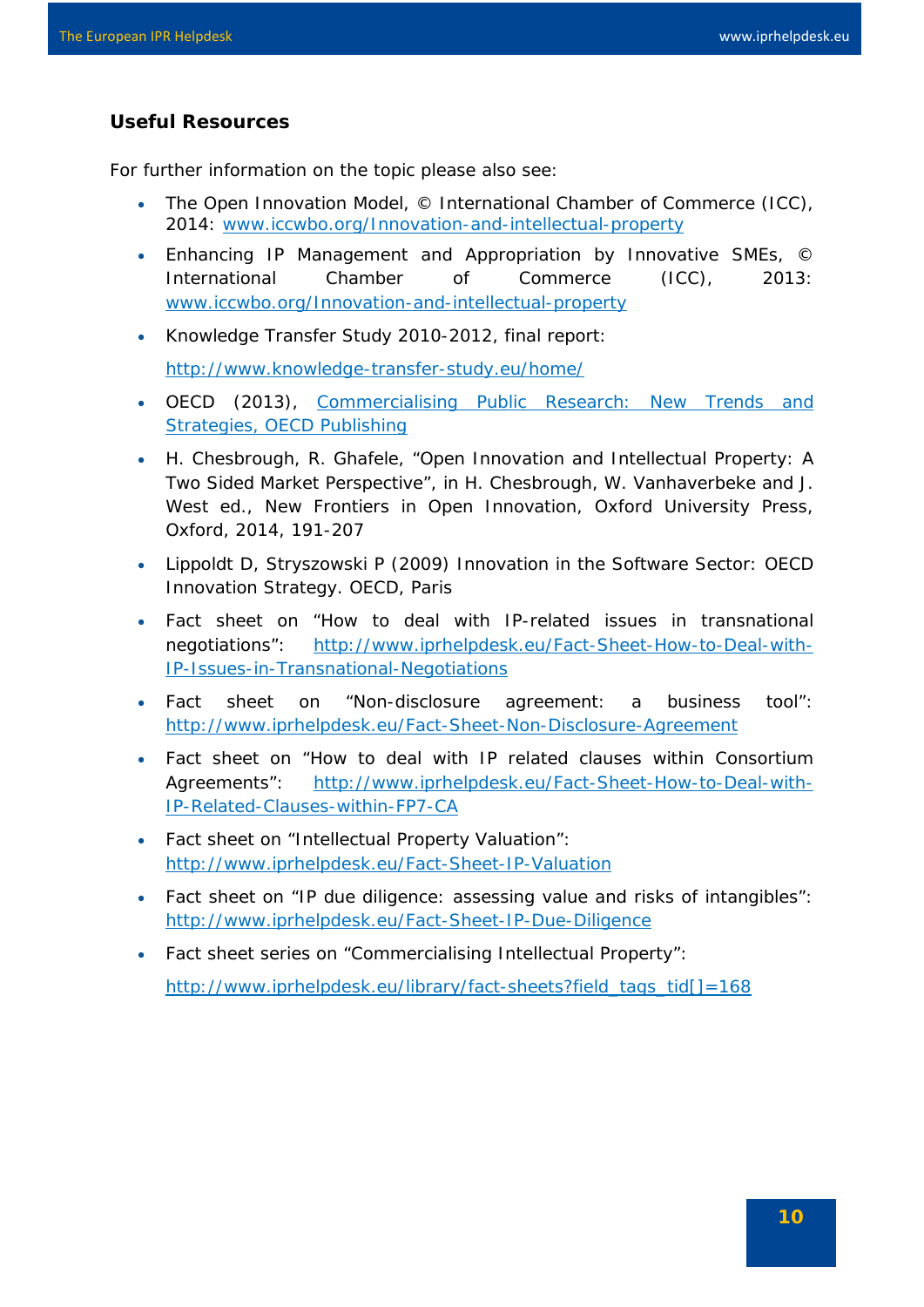## Useful Resources

For further information on the topic please also see:

- The Open Innovation Model, © International Chamber of Commerce (ICC), 2014: www.iccwbo.org/Innovation-and-intellectual-property
- Enhancing IP Management and Appropriation by Innovative SMEs, © International Chamber of Commerce (ICC), 2013: www.iccwbo.org/Innovation-and-intellectual-property
- Knowledge Transfer Study 2010-2012, final report:

  http://www.knowledge-transfer-study.eu/home/
- OECD (2013), Commercialising Public Research: New Trends and Strategies, OECD Publishing
- H. Chesbrough, R. Ghafele, "Open Innovation and Intellectual Property: A Two Sided Market Perspective", in H. Chesbrough, W. Vanhaverbeke and J. West ed., New Frontiers in Open Innovation, Oxford University Press, Oxford, 2014, 191-207
- Lippoldt D, Stryszowski P (2009) Innovation in the Software Sector: OECD Innovation Strategy. OECD, Paris
- Fact sheet on "How to deal with IP-related issues in transnational negotiations": http://www.iprhelpdesk.eu/Fact-Sheet-How-to-Deal-with-IP-Issues-in-Transnational-Negotiations
- Fact sheet on "Non-disclosure agreement: a business tool": http://www.iprhelpdesk.eu/Fact-Sheet-Non-Disclosure-Agreement
- Fact sheet on "How to deal with IP related clauses within Consortium Agreements": http://www.iprhelpdesk.eu/Fact-Sheet-How-to-Deal-with-IP-Related-Clauses-within-FP7-CA
- Fact sheet on "Intellectual Property Valuation": http://www.iprhelpdesk.eu/Fact-Sheet-IP-Valuation
- Fact sheet on "IP due diligence: assessing value and risks of intangibles": http://www.iprhelpdesk.eu/Fact-Sheet-IP-Due-Diligence
- Fact sheet series on "Commercialising Intellectual Property":

  http://www.iprhelpdesk.eu/library/fact-sheets?field_tags_tid[]=168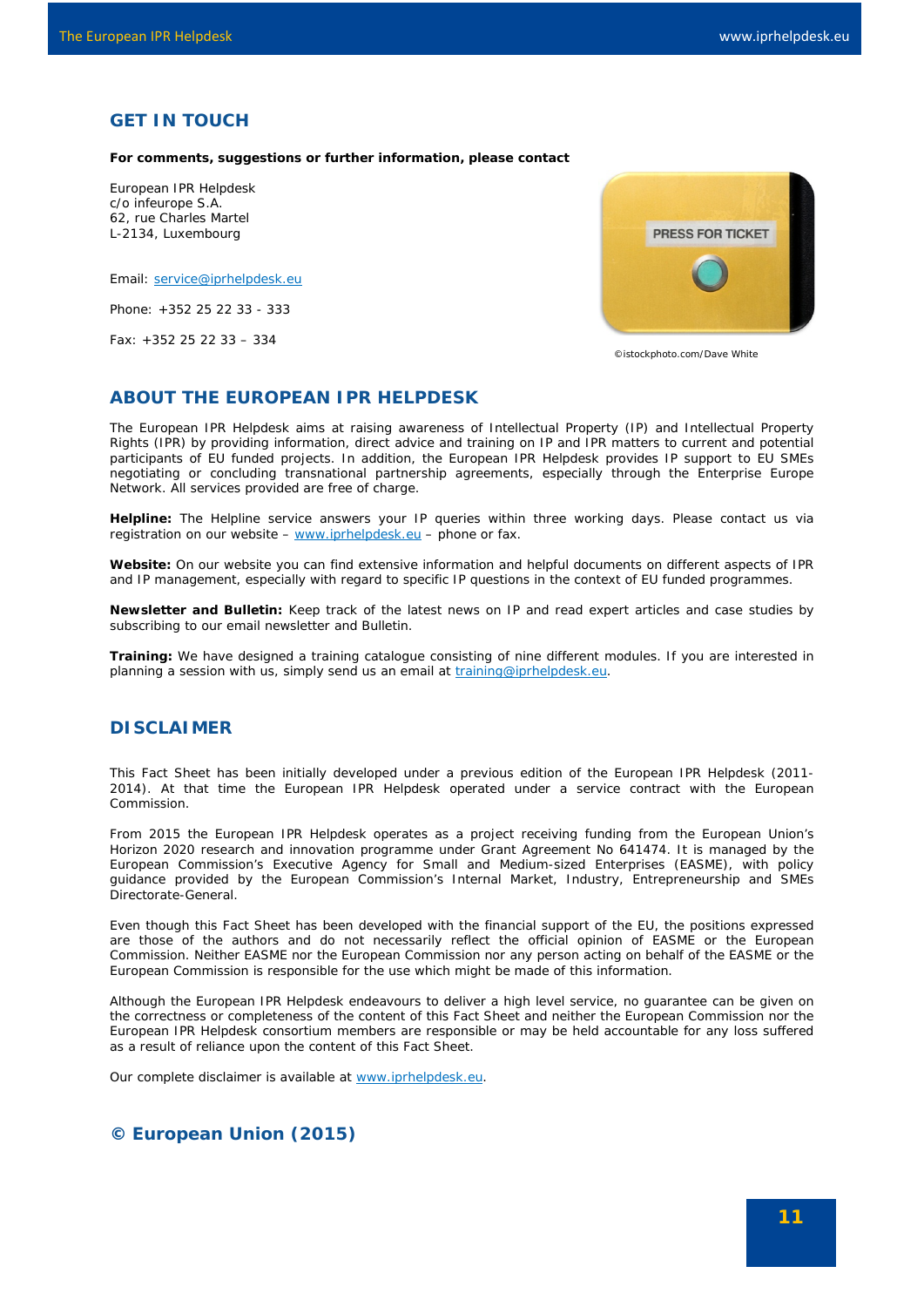## GET IN TOUCH

**For comments, suggestions or further information, please contact**

European IPR Helpdesk
c/o infeurope S.A.
62, rue Charles Martel
L-2134, Luxembourg

Email: service@iprhelpdesk.eu

Phone: +352 25 22 33 - 333

Fax: +352 25 22 33 – 334

©istockphoto.com/Dave White

## ABOUT THE EUROPEAN IPR HELPDESK

The European IPR Helpdesk aims at raising awareness of Intellectual Property (IP) and Intellectual Property Rights (IPR) by providing information, direct advice and training on IP and IPR matters to current and potential participants of EU funded projects. In addition, the European IPR Helpdesk provides IP support to EU SMEs negotiating or concluding transnational partnership agreements, especially through the Enterprise Europe Network. All services provided are free of charge.

**Helpline:** The Helpline service answers your IP queries within three working days. Please contact us via registration on our website – www.iprhelpdesk.eu – phone or fax.

**Website:** On our website you can find extensive information and helpful documents on different aspects of IPR and IP management, especially with regard to specific IP questions in the context of EU funded programmes.

**Newsletter and Bulletin:** Keep track of the latest news on IP and read expert articles and case studies by subscribing to our email newsletter and Bulletin.

**Training:** We have designed a training catalogue consisting of nine different modules. If you are interested in planning a session with us, simply send us an email at training@iprhelpdesk.eu.

## DISCLAIMER

This Fact Sheet has been initially developed under a previous edition of the European IPR Helpdesk (2011-2014). At that time the European IPR Helpdesk operated under a service contract with the European Commission.

From 2015 the European IPR Helpdesk operates as a project receiving funding from the European Union's Horizon 2020 research and innovation programme under Grant Agreement No 641474. It is managed by the European Commission's Executive Agency for Small and Medium-sized Enterprises (EASME), with policy guidance provided by the European Commission's Internal Market, Industry, Entrepreneurship and SMEs Directorate-General.

Even though this Fact Sheet has been developed with the financial support of the EU, the positions expressed are those of the authors and do not necessarily reflect the official opinion of EASME or the European Commission. Neither EASME nor the European Commission nor any person acting on behalf of the EASME or the European Commission is responsible for the use which might be made of this information.

Although the European IPR Helpdesk endeavours to deliver a high level service, no guarantee can be given on the correctness or completeness of the content of this Fact Sheet and neither the European Commission nor the European IPR Helpdesk consortium members are responsible or may be held accountable for any loss suffered as a result of reliance upon the content of this Fact Sheet.

Our complete disclaimer is available at www.iprhelpdesk.eu.

## © European Union (2015)